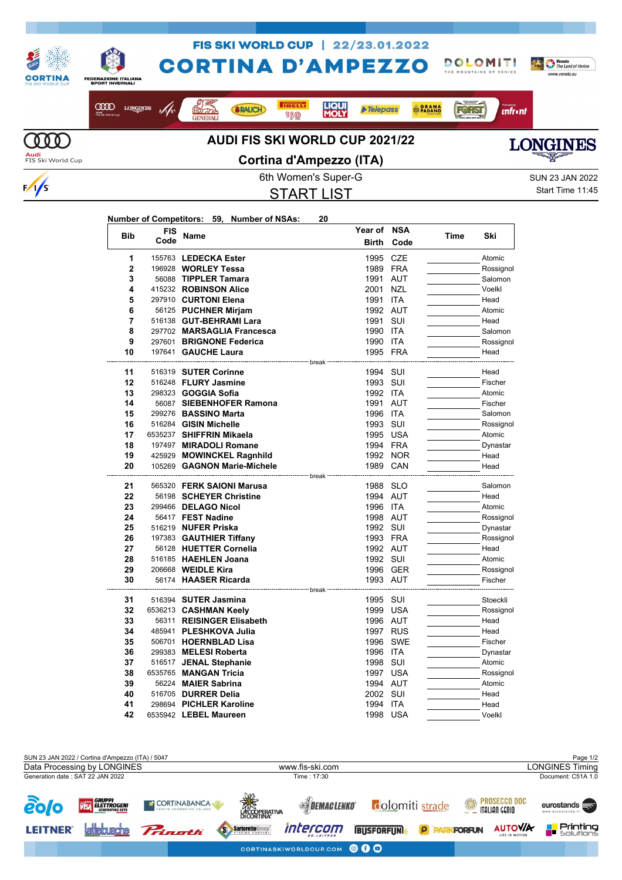# FIS SKI WORLD CUP | 22/23.01.2022

# CORTINA D'AMPEZZO

## AUDI FIS SKI WORLD CUP 2021/22

## Cortina d'Ampezzo (ITA)

6th Women's Super-G

SUN 23 JAN 2022

START LIST

Start Time 11:45

**Number of Competitors: 59, Number of NSAs: 20**

| Bib | FIS Code | Name | Year of Birth | NSA Code | Time | Ski |
|---|---|---|---|---|---|---|
| 1 | 155763 | **LEDECKA Ester** | 1995 | CZE | | Atomic |
| 2 | 196928 | **WORLEY Tessa** | 1989 | FRA | | Rossignol |
| 3 | 56088 | **TIPPLER Tamara** | 1991 | AUT | | Salomon |
| 4 | 415232 | **ROBINSON Alice** | 2001 | NZL | | Voelkl |
| 5 | 297910 | **CURTONI Elena** | 1991 | ITA | | Head |
| 6 | 56125 | **PUCHNER Mirjam** | 1992 | AUT | | Atomic |
| 7 | 516138 | **GUT-BEHRAMI Lara** | 1991 | SUI | | Head |
| 8 | 297702 | **MARSAGLIA Francesca** | 1990 | ITA | | Salomon |
| 9 | 297601 | **BRIGNONE Federica** | 1990 | ITA | | Rossignol |
| 10 | 197641 | **GAUCHE Laura** | 1995 | FRA | | Head |
| | | break | | | | |
| 11 | 516319 | **SUTER Corinne** | 1994 | SUI | | Head |
| 12 | 516248 | **FLURY Jasmine** | 1993 | SUI | | Fischer |
| 13 | 298323 | **GOGGIA Sofia** | 1992 | ITA | | Atomic |
| 14 | 56087 | **SIEBENHOFER Ramona** | 1991 | AUT | | Fischer |
| 15 | 299276 | **BASSINO Marta** | 1996 | ITA | | Salomon |
| 16 | 516284 | **GISIN Michelle** | 1993 | SUI | | Rossignol |
| 17 | 6535237 | **SHIFFRIN Mikaela** | 1995 | USA | | Atomic |
| 18 | 197497 | **MIRADOLI Romane** | 1994 | FRA | | Dynastar |
| 19 | 425929 | **MOWINCKEL Ragnhild** | 1992 | NOR | | Head |
| 20 | 105269 | **GAGNON Marie-Michele** | 1989 | CAN | | Head |
| | | break | | | | |
| 21 | 565320 | **FERK SAIONI Marusa** | 1988 | SLO | | Salomon |
| 22 | 56198 | **SCHEYER Christine** | 1994 | AUT | | Head |
| 23 | 299466 | **DELAGO Nicol** | 1996 | ITA | | Atomic |
| 24 | 56417 | **FEST Nadine** | 1998 | AUT | | Rossignol |
| 25 | 516219 | **NUFER Priska** | 1992 | SUI | | Dynastar |
| 26 | 197383 | **GAUTHIER Tiffany** | 1993 | FRA | | Rossignol |
| 27 | 56128 | **HUETTER Cornelia** | 1992 | AUT | | Head |
| 28 | 516185 | **HAEHLEN Joana** | 1992 | SUI | | Atomic |
| 29 | 206668 | **WEIDLE Kira** | 1996 | GER | | Rossignol |
| 30 | 56174 | **HAASER Ricarda** | 1993 | AUT | | Fischer |
| | | break | | | | |
| 31 | 516394 | **SUTER Jasmina** | 1995 | SUI | | Stoeckli |
| 32 | 6536213 | **CASHMAN Keely** | 1999 | USA | | Rossignol |
| 33 | 56311 | **REISINGER Elisabeth** | 1996 | AUT | | Head |
| 34 | 485941 | **PLESHKOVA Julia** | 1997 | RUS | | Head |
| 35 | 506701 | **HOERNBLAD Lisa** | 1996 | SWE | | Fischer |
| 36 | 299383 | **MELESI Roberta** | 1996 | ITA | | Dynastar |
| 37 | 516517 | **JENAL Stephanie** | 1998 | SUI | | Atomic |
| 38 | 6535765 | **MANGAN Tricia** | 1997 | USA | | Rossignol |
| 39 | 56224 | **MAIER Sabrina** | 1994 | AUT | | Atomic |
| 40 | 516705 | **DURRER Delia** | 2002 | SUI | | Head |
| 41 | 298694 | **PICHLER Karoline** | 1994 | ITA | | Head |
| 42 | 6535942 | **LEBEL Maureen** | 1998 | USA | | Voelkl |

SUN 23 JAN 2022 / Cortina d'Ampezzo (ITA) / 5047

Data Processing by LONGINES — www.fis-ski.com — LONGINES Timing

Generation date : SAT 22 JAN 2022 — Time : 17:30 — Document: C51A 1.0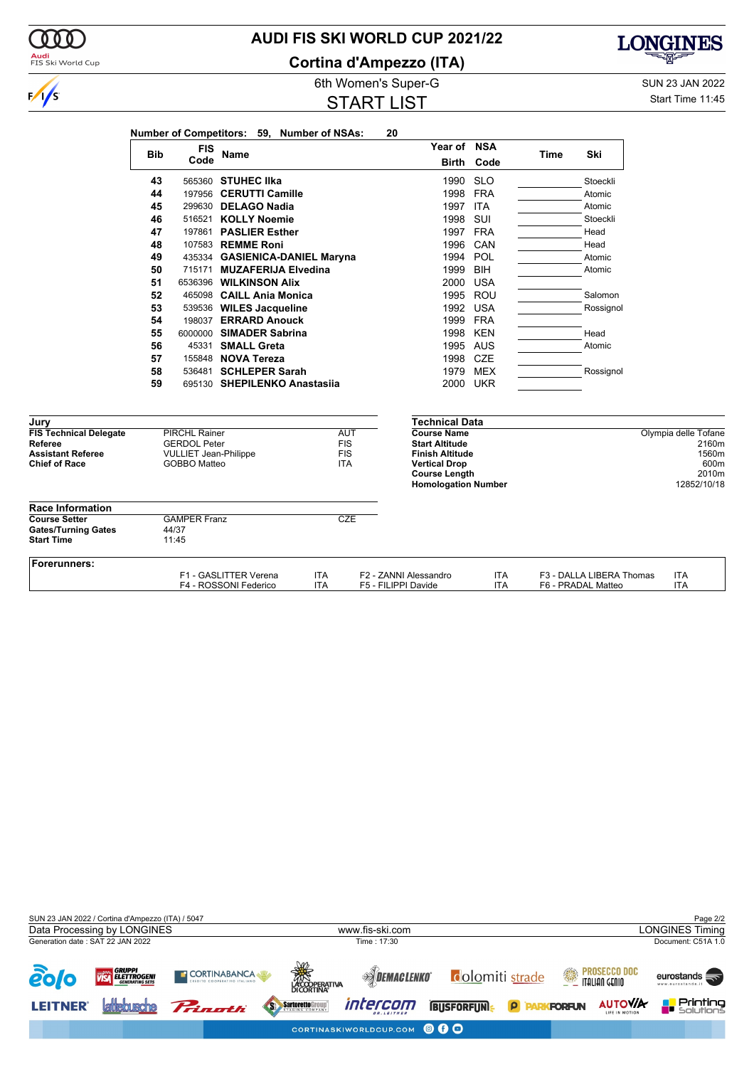# AUDI FIS SKI WORLD CUP 2021/22

## Cortina d'Ampezzo (ITA)

### 6th Women's Super-G

### START LIST

SUN 23 JAN 2022
Start Time 11:45

**Number of Competitors:** 59, **Number of NSAs:** 20

| Bib | FIS Code | Name | Year of Birth | NSA Code | Time | Ski |
|---|---|---|---|---|---|---|
| 43 | 565360 | **STUHEC Ilka** | 1990 | SLO | | Stoeckli |
| 44 | 197956 | **CERUTTI Camille** | 1998 | FRA | | Atomic |
| 45 | 299630 | **DELAGO Nadia** | 1997 | ITA | | Atomic |
| 46 | 516521 | **KOLLY Noemie** | 1998 | SUI | | Stoeckli |
| 47 | 197861 | **PASLIER Esther** | 1997 | FRA | | Head |
| 48 | 107583 | **REMME Roni** | 1996 | CAN | | Head |
| 49 | 435334 | **GASIENICA-DANIEL Maryna** | 1994 | POL | | Atomic |
| 50 | 715171 | **MUZAFERIJA Elvedina** | 1999 | BIH | | Atomic |
| 51 | 6536396 | **WILKINSON Alix** | 2000 | USA | | |
| 52 | 465098 | **CAILL Ania Monica** | 1995 | ROU | | Salomon |
| 53 | 539536 | **WILES Jacqueline** | 1992 | USA | | Rossignol |
| 54 | 198037 | **ERRARD Anouck** | 1999 | FRA | | |
| 55 | 6000000 | **SIMADER Sabrina** | 1998 | KEN | | Head |
| 56 | 45331 | **SMALL Greta** | 1995 | AUS | | Atomic |
| 57 | 155848 | **NOVA Tereza** | 1998 | CZE | | |
| 58 | 536481 | **SCHLEPER Sarah** | 1979 | MEX | | Rossignol |
| 59 | 695130 | **SHEPILENKO Anastasiia** | 2000 | UKR | | |

**Jury**

| | | |
|---|---|---|
| **FIS Technical Delegate** | PIRCHL Rainer | AUT |
| **Referee** | GERDOL Peter | FIS |
| **Assistant Referee** | VULLIET Jean-Philippe | FIS |
| **Chief of Race** | GOBBO Matteo | ITA |

**Technical Data**

| | |
|---|---|
| **Course Name** | Olympia delle Tofane |
| **Start Altitude** | 2160m |
| **Finish Altitude** | 1560m |
| **Vertical Drop** | 600m |
| **Course Length** | 2010m |
| **Homologation Number** | 12852/10/18 |

**Race Information**

| | | |
|---|---|---|
| **Course Setter** | GAMPER Franz | CZE |
| **Gates/Turning Gates** | 44/37 | |
| **Start Time** | 11:45 | |

**Forerunners:**

| | | | | | |
|---|---|---|---|---|---|
| F1 - GASLITTER Verena | ITA | F2 - ZANNI Alessandro | ITA | F3 - DALLA LIBERA Thomas | ITA |
| F4 - ROSSONI Federico | ITA | F5 - FILIPPI Davide | ITA | F6 - PRADAL Matteo | ITA |

SUN 23 JAN 2022 / Cortina d'Ampezzo (ITA) / 5047

Data Processing by LONGINES — www.fis-ski.com — LONGINES Timing

Generation date : SAT 22 JAN 2022 — Time : 17:30 — Document: C51A 1.0

CORTINASKIWORLDCUP.COM